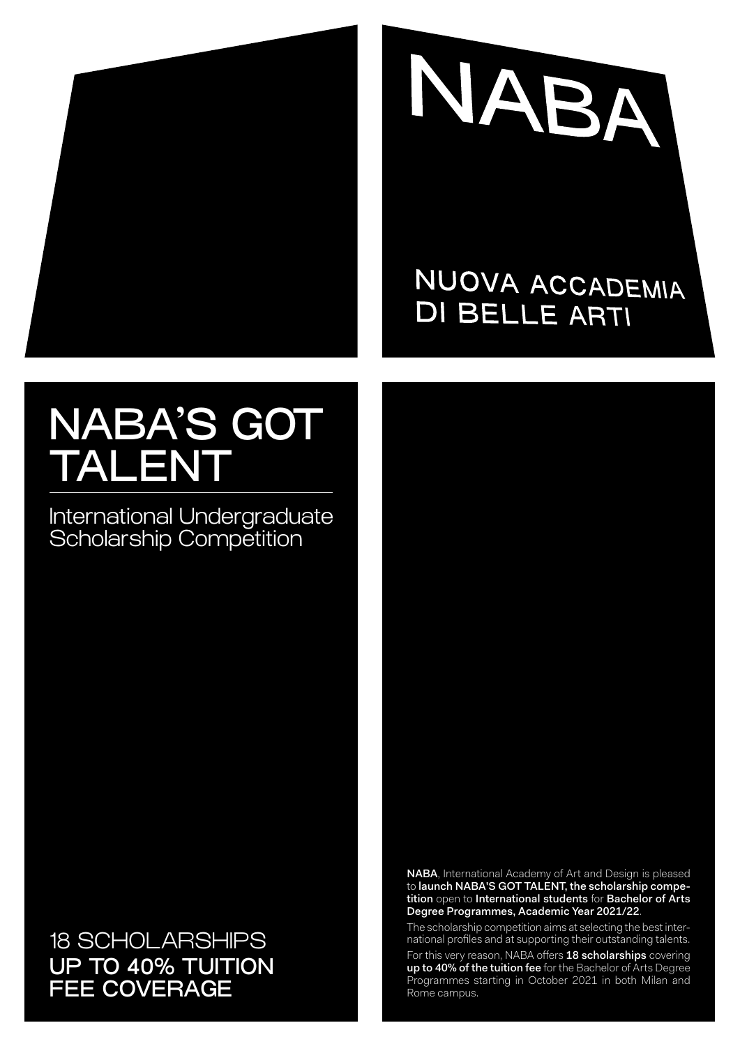NABA

NUOVA ACCADEMIA DI BELLE ARTI

# NABA'S GOT TALENT

## International Undergraduate Scholarship Competition

18 SCHOLARSHIPS
**UP TO 40% TUITION FEE COVERAGE**

**NABA**, International Academy of Art and Design is pleased to **launch NABA'S GOT TALENT, the scholarship competition** open to **International students** for **Bachelor of Arts Degree Programmes, Academic Year 2021/22**.

The scholarship competition aims at selecting the best international profiles and at supporting their outstanding talents.

For this very reason, NABA offers **18 scholarships** covering **up to 40% of the tuition fee** for the Bachelor of Arts Degree Programmes starting in October 2021 in both Milan and Rome campus.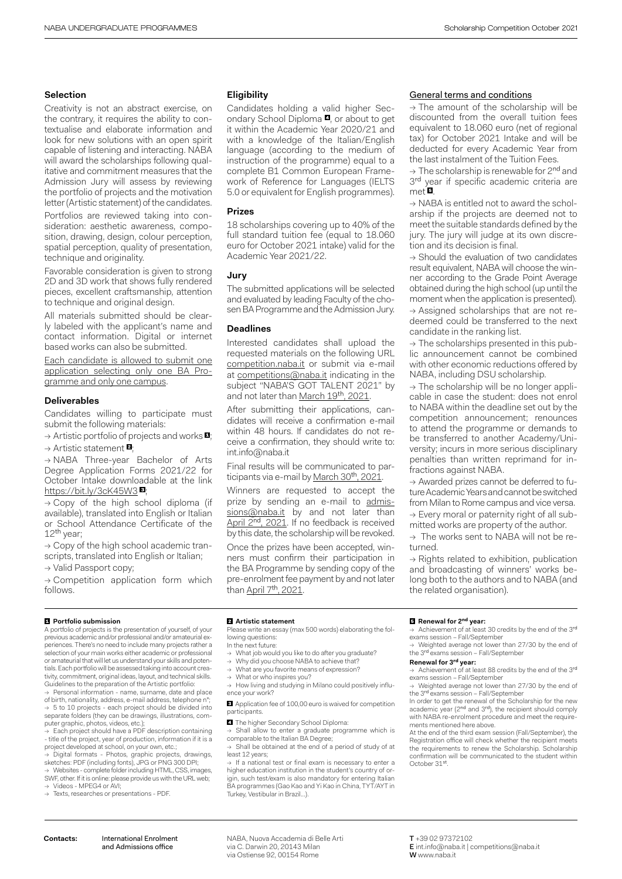## Selection

Creativity is not an abstract exercise, on the contrary, it requires the ability to contextualise and elaborate information and look for new solutions with an open spirit capable of listening and interacting. NABA will award the scholarships following qualitative and commitment measures that the Admission Jury will assess by reviewing the portfolio of projects and the motivation letter (Artistic statement) of the candidates.

Portfolios are reviewed taking into consideration: aesthetic awareness, composition, drawing, design, colour perception, spatial perception, quality of presentation, technique and originality.

Favorable consideration is given to strong 2D and 3D work that shows fully rendered pieces, excellent craftsmanship, attention to technique and original design.

All materials submitted should be clearly labeled with the applicant's name and contact information. Digital or internet based works can also be submitted.

Each candidate is allowed to submit one application selecting only one BA Programme and only one campus.

## Deliverables

Candidates willing to participate must submit the following materials:

→ Artistic portfolio of projects and works [1];

→ Artistic statement [2];

→ NABA Three-year Bachelor of Arts Degree Application Forms 2021/22 for October Intake downloadable at the link https://bit.ly/3cK45W3 [3];

→ Copy of the high school diploma (if available), translated into English or Italian or School Attendance Certificate of the 12th year;

→ Copy of the high school academic transcripts, translated into English or Italian;

→ Valid Passport copy;

→ Competition application form which follows.

## Eligibility

Candidates holding a valid higher Secondary School Diploma [4], or about to get it within the Academic Year 2020/21 and with a knowledge of the Italian/English language (according to the medium of instruction of the programme) equal to a complete B1 Common European Framework of Reference for Languages (IELTS 5.0 or equivalent for English programmes).

## Prizes

18 scholarships covering up to 40% of the full standard tuition fee (equal to 18.060 euro for October 2021 intake) valid for the Academic Year 2021/22.

## Jury

The submitted applications will be selected and evaluated by leading Faculty of the chosen BA Programme and the Admission Jury.

## Deadlines

Interested candidates shall upload the requested materials on the following URL competition.naba.it or submit via e-mail at competitions@naba.it indicating in the subject "NABA'S GOT TALENT 2021" by and not later than March 19th, 2021.

After submitting their applications, candidates will receive a confirmation e-mail within 48 hours. If candidates do not receive a confirmation, they should write to: int.info@naba.it

Final results will be communicated to participants via e-mail by March 30th, 2021.

Winners are requested to accept the prize by sending an e-mail to admissions@naba.it by and not later than April 2nd, 2021. If no feedback is received by this date, the scholarship will be revoked.

Once the prizes have been accepted, winners must confirm their participation in the BA Programme by sending copy of the pre-enrolment fee payment by and not later than April 7th, 2021.

## General terms and conditions

→ The amount of the scholarship will be discounted from the overall tuition fees equivalent to 18.060 euro (net of regional tax) for October 2021 Intake and will be deducted for every Academic Year from the last instalment of the Tuition Fees.

→ The scholarship is renewable for 2nd and 3rd year if specific academic criteria are met [5].

→ NABA is entitled not to award the scholarship if the projects are deemed not to meet the suitable standards defined by the jury. The jury will judge at its own discretion and its decision is final.

→ Should the evaluation of two candidates result equivalent, NABA will choose the winner according to the Grade Point Average obtained during the high school (up until the moment when the application is presented).

→ Assigned scholarships that are not redeemed could be transferred to the next candidate in the ranking list.

→ The scholarships presented in this public announcement cannot be combined with other economic reductions offered by NABA, including DSU scholarship.

→ The scholarship will be no longer applicable in case the student: does not enrol to NABA within the deadline set out by the competition announcement; renounces to attend the programme or demands to be transferred to another Academy/University; incurs in more serious disciplinary penalties than written reprimand for infractions against NABA.

→ Awarded prizes cannot be deferred to future Academic Years and cannot be switched from Milan to Rome campus and vice versa.

→ Every moral or paternity right of all submitted works are property of the author.

→ The works sent to NABA will not be returned.

→ Rights related to exhibition, publication and broadcasting of winners' works belong both to the authors and to NABA (and the related organisation).

---

**[1] Portfolio submission**

A portfolio of projects is the presentation of yourself, of your previous academic and/or professional and/or amateurial experiences. There's no need to include many projects rather a selection of your main works either academic or professional or amateurial that will let us understand your skills and potentials. Each portfolio will be assessed taking into account creativity, commitment, original ideas, layout, and technical skills.

Guidelines to the preparation of the Artistic portfolio:

→ Personal information - name, surname, date and place of birth, nationality, address, e-mail address, telephone n°;

→ 5 to 10 projects - each project should be divided into separate folders (they can be drawings, illustrations, computer graphic, photos, videos, etc.);

→ Each project should have a PDF description containing - title of the project, year of production, information if it is a project developed at school, on your own, etc.;

→ Digital formats - Photos, graphic projects, drawings, sketches: PDF (including fonts), JPG or PNG 300 DPI;

→ Websites - complete folder including HTML, CSS, images, SWF, other. If it is online: please provide us with the URL web;

→ Videos - MPEG4 or AVI;

→ Texts, researches or presentations - PDF.

**[2] Artistic statement**

Please write an essay (max 500 words) elaborating the following questions:

In the next future:

→ What job would you like to do after you graduate?

→ Why did you choose NABA to achieve that?

→ What are you favorite means of expression?

→ What or who inspires you?

→ How living and studying in Milano could positively influence your work?

**[3]** Application fee of 100,00 euro is waived for competition participants.

**[4]** The higher Secondary School Diploma:

→ Shall allow to enter a graduate programme which is comparable to the Italian BA Degree;

→ Shall be obtained at the end of a period of study of at least 12 years;

→ If a national test or final exam is necessary to enter a higher education institution in the student's country of origin, such test/exam is also mandatory for entering Italian BA programmes (Gao Kao and Yi Kao in China, TYT/AYT in Turkey, Vestibular in Brazil...).

**[5] Renewal for 2nd year:**

→ Achievement of at least 30 credits by the end of the 3rd exams session – Fall/September

→ Weighted average not lower than 27/30 by the end of the 3rd exams session – Fall/September

**Renewal for 3rd year:**

→ Achievement of at least 88 credits by the end of the 3rd exams session – Fall/September

→ Weighted average not lower than 27/30 by the end of the 3rd exams session – Fall/September

In order to get the renewal of the Scholarship for the new academic year (2nd and 3rd), the recipient should comply with NABA re-enrolment procedure and meet the requirements mentioned here above.

At the end of the third exam session (Fall/September), the Registration office will check whether the recipient meets the requirements to renew the Scholarship. Scholarship confirmation will be communicated to the student within October 31st.

---

**Contacts:** International Enrolment and Admissions office

NABA, Nuova Accademia di Belle Arti
via C. Darwin 20, 20143 Milan
via Ostiense 92, 00154 Rome

**T** +39 02 97372102
**E** int.info@naba.it | competitions@naba.it
**W** www.naba.it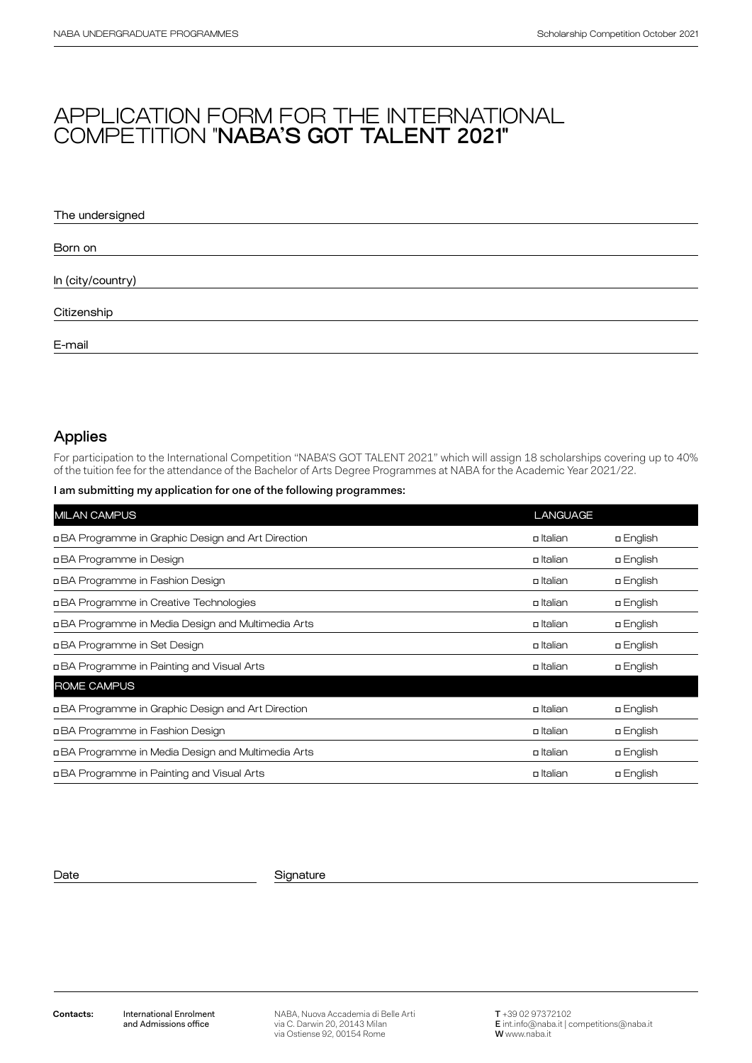# APPLICATION FORM FOR THE INTERNATIONAL COMPETITION "**NABA'S GOT TALENT 2021**"

The undersigned

Born on

In (city/country)

Citizenship

E-mail

## Applies

For participation to the International Competition "NABA'S GOT TALENT 2021" which will assign 18 scholarships covering up to 40% of the tuition fee for the attendance of the Bachelor of Arts Degree Programmes at NABA for the Academic Year 2021/22.

**I am submitting my application for one of the following programmes:**

| MILAN CAMPUS | LANGUAGE | |
|---|---|---|
| ▫ BA Programme in Graphic Design and Art Direction | ▫ Italian | ▫ English |
| ▫ BA Programme in Design | ▫ Italian | ▫ English |
| ▫ BA Programme in Fashion Design | ▫ Italian | ▫ English |
| ▫ BA Programme in Creative Technologies | ▫ Italian | ▫ English |
| ▫ BA Programme in Media Design and Multimedia Arts | ▫ Italian | ▫ English |
| ▫ BA Programme in Set Design | ▫ Italian | ▫ English |
| ▫ BA Programme in Painting and Visual Arts | ▫ Italian | ▫ English |
| ROME CAMPUS | | |
| ▫ BA Programme in Graphic Design and Art Direction | ▫ Italian | ▫ English |
| ▫ BA Programme in Fashion Design | ▫ Italian | ▫ English |
| ▫ BA Programme in Media Design and Multimedia Arts | ▫ Italian | ▫ English |
| ▫ BA Programme in Painting and Visual Arts | ▫ Italian | ▫ English |

Date

Signature

**Contacts:** International Enrolment and Admissions office

NABA, Nuova Accademia di Belle Arti
via C. Darwin 20, 20143 Milan
via Ostiense 92, 00154 Rome

**T** +39 02 97372102
**E** int.info@naba.it | competitions@naba.it
**W** www.naba.it